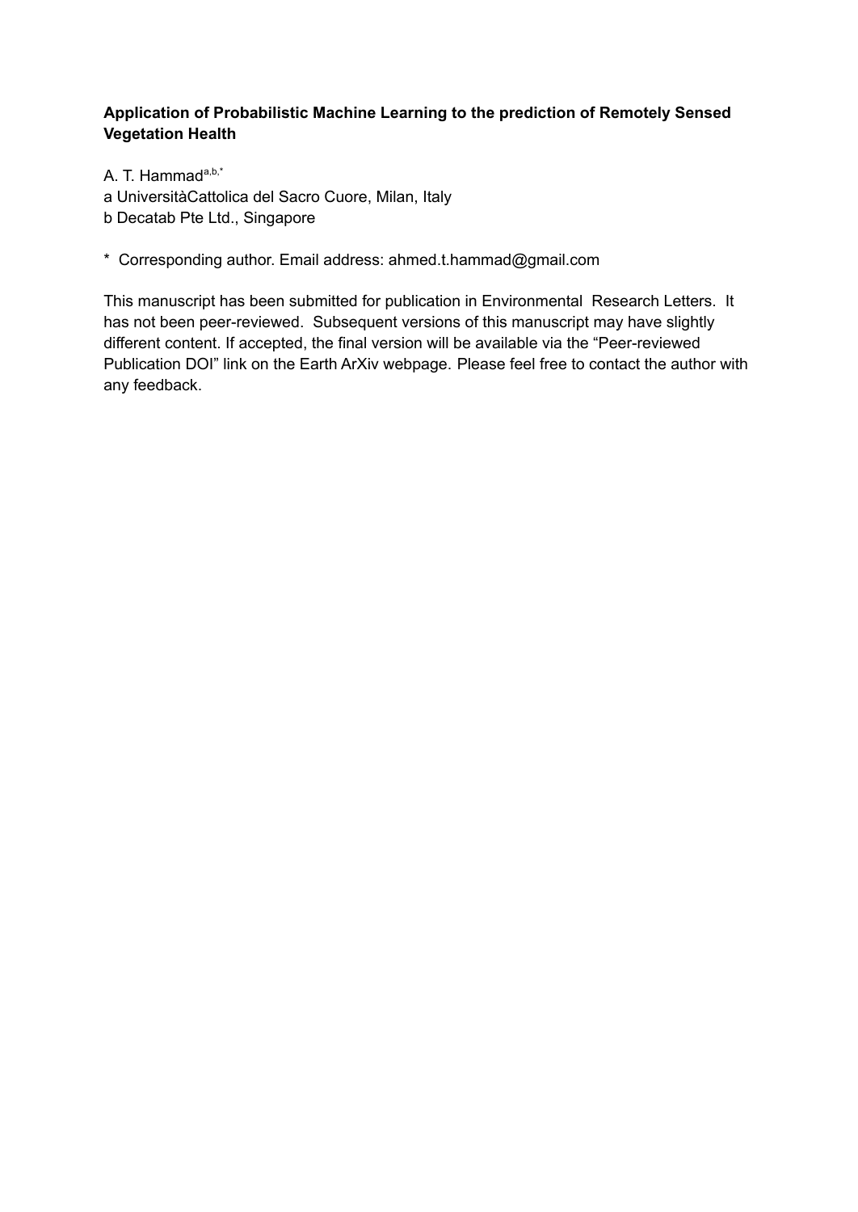**Application of Probabilistic Machine Learning to the prediction of Remotely Sensed Vegetation Health**

A. T. Hammad[a,b,*]
a UniversitàCattolica del Sacro Cuore, Milan, Italy
b Decatab Pte Ltd., Singapore

* Corresponding author. Email address: ahmed.t.hammad@gmail.com

This manuscript has been submitted for publication in Environmental Research Letters. It has not been peer-reviewed. Subsequent versions of this manuscript may have slightly different content. If accepted, the final version will be available via the "Peer-reviewed Publication DOI" link on the Earth ArXiv webpage. Please feel free to contact the author with any feedback.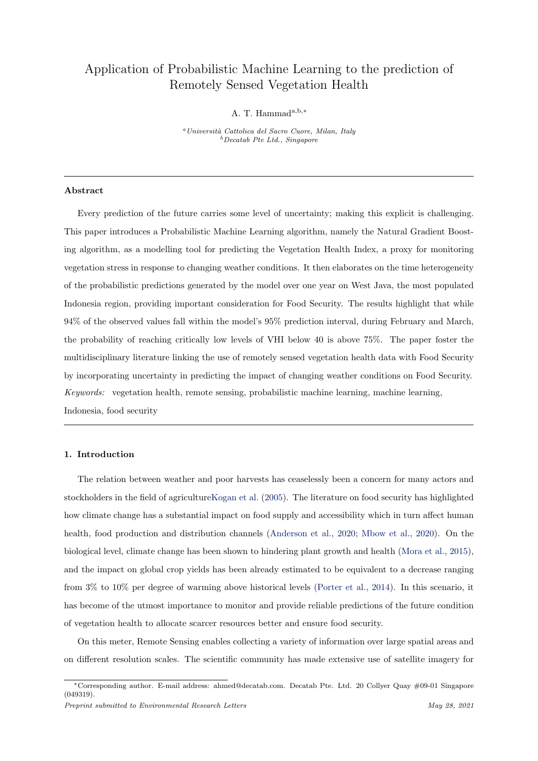# Application of Probabilistic Machine Learning to the prediction of Remotely Sensed Vegetation Health

A. T. Hammad[a,b,*]

[a] *Università Cattolica del Sacro Cuore, Milan, Italy*
[b] *Decatab Pte Ltd., Singapore*

---

**Abstract**

Every prediction of the future carries some level of uncertainty; making this explicit is challenging. This paper introduces a Probabilistic Machine Learning algorithm, namely the Natural Gradient Boosting algorithm, as a modelling tool for predicting the Vegetation Health Index, a proxy for monitoring vegetation stress in response to changing weather conditions. It then elaborates on the time heterogeneity of the probabilistic predictions generated by the model over one year on West Java, the most populated Indonesia region, providing important consideration for Food Security. The results highlight that while 94% of the observed values fall within the model's 95% prediction interval, during February and March, the probability of reaching critically low levels of VHI below 40 is above 75%. The paper foster the multidisciplinary literature linking the use of remotely sensed vegetation health data with Food Security by incorporating uncertainty in predicting the impact of changing weather conditions on Food Security.

*Keywords:* vegetation health, remote sensing, probabilistic machine learning, machine learning, Indonesia, food security

---

## 1. Introduction

The relation between weather and poor harvests has ceaselessly been a concern for many actors and stockholders in the field of agricultureKogan et al. (2005). The literature on food security has highlighted how climate change has a substantial impact on food supply and accessibility which in turn affect human health, food production and distribution channels (Anderson et al., 2020; Mbow et al., 2020). On the biological level, climate change has been shown to hindering plant growth and health (Mora et al., 2015), and the impact on global crop yields has been already estimated to be equivalent to a decrease ranging from 3% to 10% per degree of warming above historical levels (Porter et al., 2014). In this scenario, it has become of the utmost importance to monitor and provide reliable predictions of the future condition of vegetation health to allocate scarcer resources better and ensure food security.

On this meter, Remote Sensing enables collecting a variety of information over large spatial areas and on different resolution scales. The scientific community has made extensive use of satellite imagery for

---

*Corresponding author. E-mail address: ahmed@decatab.com. Decatab Pte. Ltd. 20 Collyer Quay #09-01 Singapore (049319).

*Preprint submitted to Environmental Research Letters* May 28, 2021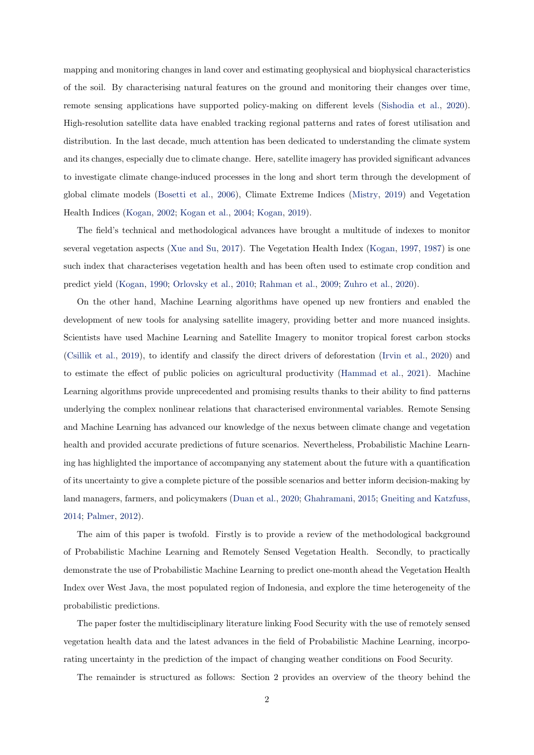mapping and monitoring changes in land cover and estimating geophysical and biophysical characteristics of the soil. By characterising natural features on the ground and monitoring their changes over time, remote sensing applications have supported policy-making on different levels (Sishodia et al., 2020). High-resolution satellite data have enabled tracking regional patterns and rates of forest utilisation and distribution. In the last decade, much attention has been dedicated to understanding the climate system and its changes, especially due to climate change. Here, satellite imagery has provided significant advances to investigate climate change-induced processes in the long and short term through the development of global climate models (Bosetti et al., 2006), Climate Extreme Indices (Mistry, 2019) and Vegetation Health Indices (Kogan, 2002; Kogan et al., 2004; Kogan, 2019).

The field's technical and methodological advances have brought a multitude of indexes to monitor several vegetation aspects (Xue and Su, 2017). The Vegetation Health Index (Kogan, 1997, 1987) is one such index that characterises vegetation health and has been often used to estimate crop condition and predict yield (Kogan, 1990; Orlovsky et al., 2010; Rahman et al., 2009; Zuhro et al., 2020).

On the other hand, Machine Learning algorithms have opened up new frontiers and enabled the development of new tools for analysing satellite imagery, providing better and more nuanced insights. Scientists have used Machine Learning and Satellite Imagery to monitor tropical forest carbon stocks (Csillik et al., 2019), to identify and classify the direct drivers of deforestation (Irvin et al., 2020) and to estimate the effect of public policies on agricultural productivity (Hammad et al., 2021). Machine Learning algorithms provide unprecedented and promising results thanks to their ability to find patterns underlying the complex nonlinear relations that characterised environmental variables. Remote Sensing and Machine Learning has advanced our knowledge of the nexus between climate change and vegetation health and provided accurate predictions of future scenarios. Nevertheless, Probabilistic Machine Learning has highlighted the importance of accompanying any statement about the future with a quantification of its uncertainty to give a complete picture of the possible scenarios and better inform decision-making by land managers, farmers, and policymakers (Duan et al., 2020; Ghahramani, 2015; Gneiting and Katzfuss, 2014; Palmer, 2012).

The aim of this paper is twofold. Firstly is to provide a review of the methodological background of Probabilistic Machine Learning and Remotely Sensed Vegetation Health. Secondly, to practically demonstrate the use of Probabilistic Machine Learning to predict one-month ahead the Vegetation Health Index over West Java, the most populated region of Indonesia, and explore the time heterogeneity of the probabilistic predictions.

The paper foster the multidisciplinary literature linking Food Security with the use of remotely sensed vegetation health data and the latest advances in the field of Probabilistic Machine Learning, incorporating uncertainty in the prediction of the impact of changing weather conditions on Food Security.

The remainder is structured as follows: Section 2 provides an overview of the theory behind the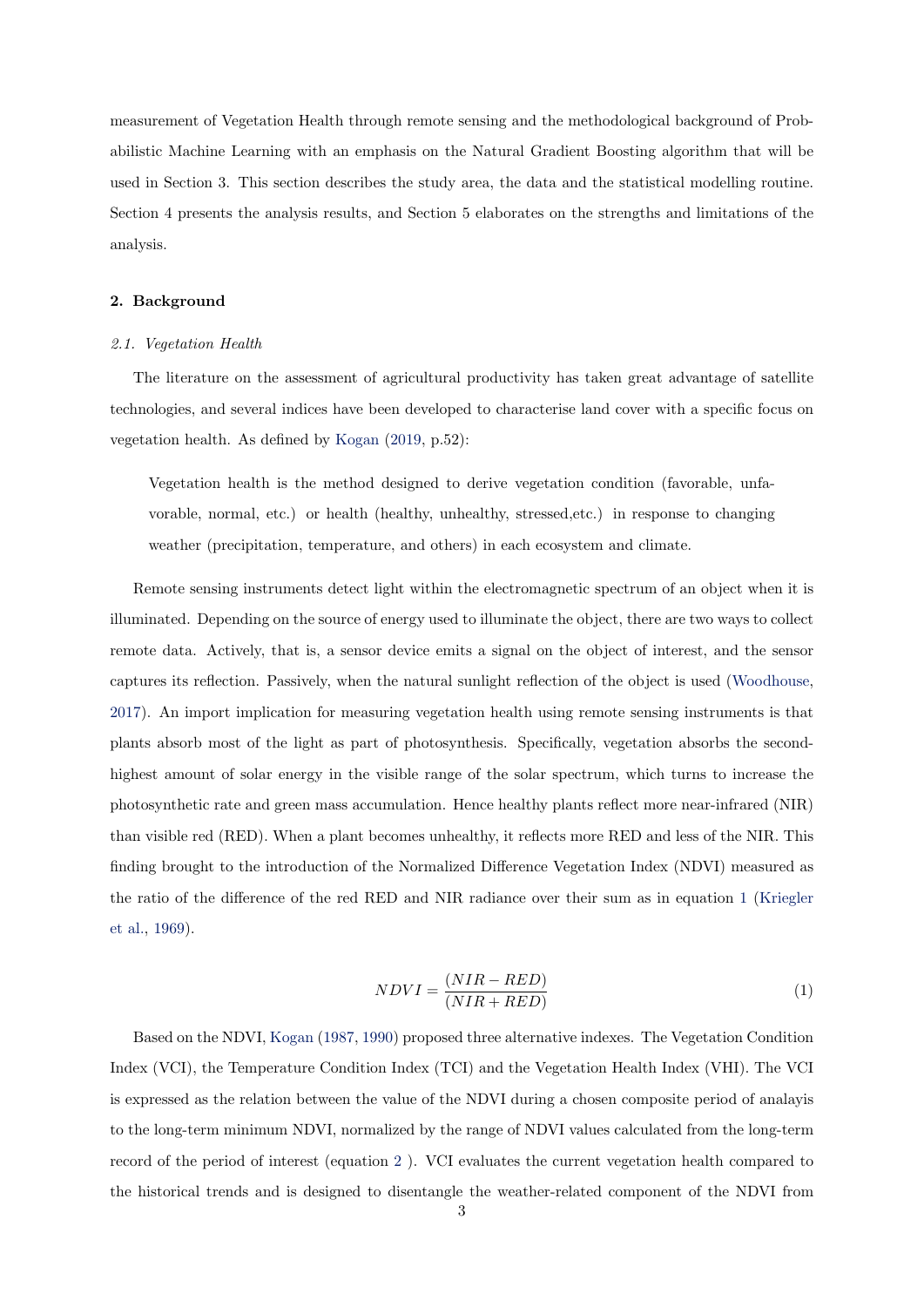measurement of Vegetation Health through remote sensing and the methodological background of Probabilistic Machine Learning with an emphasis on the Natural Gradient Boosting algorithm that will be used in Section 3. This section describes the study area, the data and the statistical modelling routine. Section 4 presents the analysis results, and Section 5 elaborates on the strengths and limitations of the analysis.

## 2. Background

### *2.1. Vegetation Health*

The literature on the assessment of agricultural productivity has taken great advantage of satellite technologies, and several indices have been developed to characterise land cover with a specific focus on vegetation health. As defined by Kogan (2019, p.52):

> Vegetation health is the method designed to derive vegetation condition (favorable, unfavorable, normal, etc.) or health (healthy, unhealthy, stressed,etc.) in response to changing weather (precipitation, temperature, and others) in each ecosystem and climate.

Remote sensing instruments detect light within the electromagnetic spectrum of an object when it is illuminated. Depending on the source of energy used to illuminate the object, there are two ways to collect remote data. Actively, that is, a sensor device emits a signal on the object of interest, and the sensor captures its reflection. Passively, when the natural sunlight reflection of the object is used (Woodhouse, 2017). An import implication for measuring vegetation health using remote sensing instruments is that plants absorb most of the light as part of photosynthesis. Specifically, vegetation absorbs the second-highest amount of solar energy in the visible range of the solar spectrum, which turns to increase the photosynthetic rate and green mass accumulation. Hence healthy plants reflect more near-infrared (NIR) than visible red (RED). When a plant becomes unhealthy, it reflects more RED and less of the NIR. This finding brought to the introduction of the Normalized Difference Vegetation Index (NDVI) measured as the ratio of the difference of the red RED and NIR radiance over their sum as in equation 1 (Kriegler et al., 1969).

$$NDVI = \frac{(NIR - RED)}{(NIR + RED)} \tag{1}$$

Based on the NDVI, Kogan (1987, 1990) proposed three alternative indexes. The Vegetation Condition Index (VCI), the Temperature Condition Index (TCI) and the Vegetation Health Index (VHI). The VCI is expressed as the relation between the value of the NDVI during a chosen composite period of analayis to the long-term minimum NDVI, normalized by the range of NDVI values calculated from the long-term record of the period of interest (equation 2 ). VCI evaluates the current vegetation health compared to the historical trends and is designed to disentangle the weather-related component of the NDVI from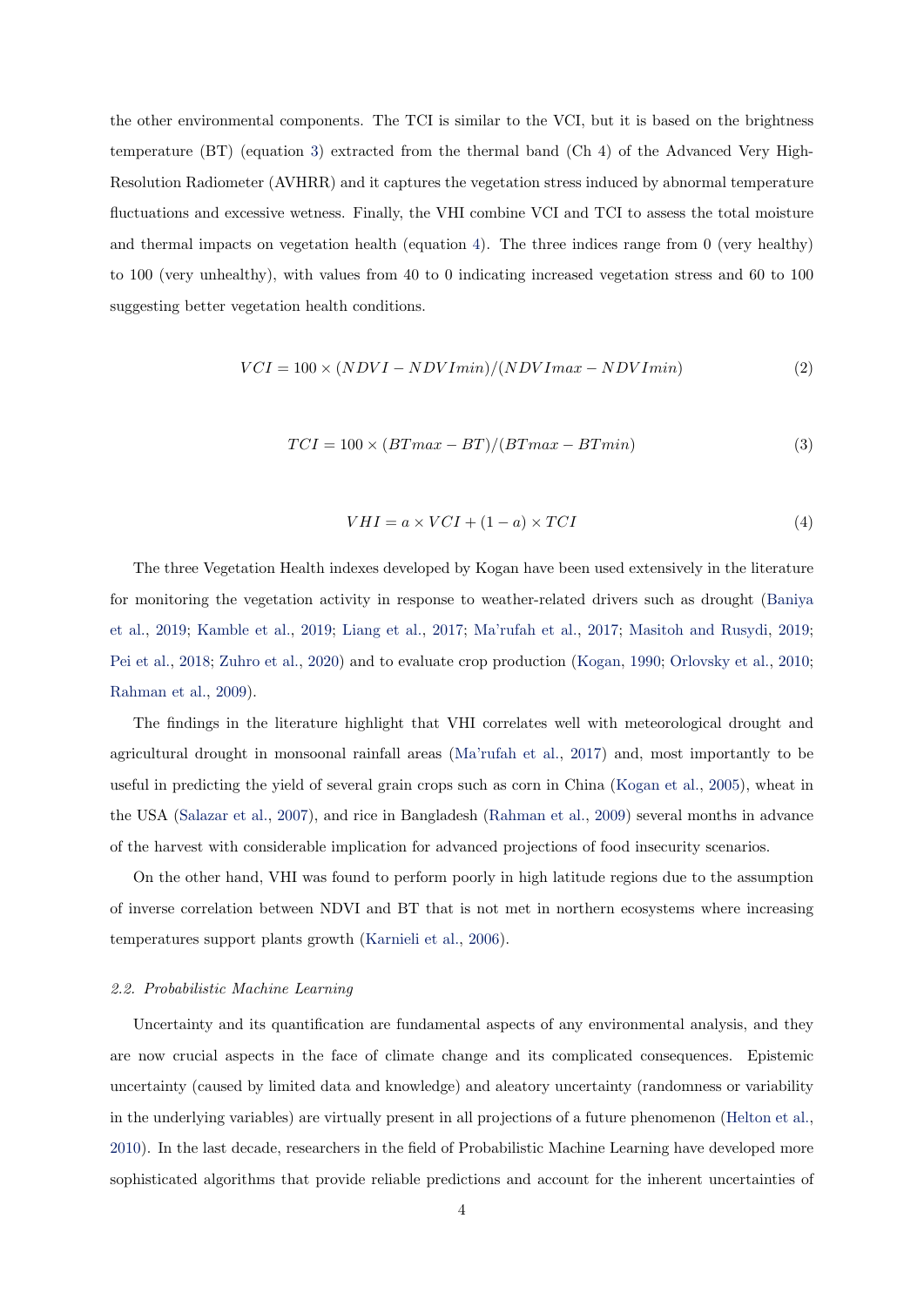the other environmental components. The TCI is similar to the VCI, but it is based on the brightness temperature (BT) (equation 3) extracted from the thermal band (Ch 4) of the Advanced Very High-Resolution Radiometer (AVHRR) and it captures the vegetation stress induced by abnormal temperature fluctuations and excessive wetness. Finally, the VHI combine VCI and TCI to assess the total moisture and thermal impacts on vegetation health (equation 4). The three indices range from 0 (very healthy) to 100 (very unhealthy), with values from 40 to 0 indicating increased vegetation stress and 60 to 100 suggesting better vegetation health conditions.

$$VCI = 100 \times (NDVI - NDVImin)/(NDVImax - NDVImin) \tag{2}$$

$$TCI = 100 \times (BTmax - BT)/(BTmax - BTmin) \tag{3}$$

$$VHI = a \times VCI + (1 - a) \times TCI \tag{4}$$

The three Vegetation Health indexes developed by Kogan have been used extensively in the literature for monitoring the vegetation activity in response to weather-related drivers such as drought (Baniya et al., 2019; Kamble et al., 2019; Liang et al., 2017; Ma'rufah et al., 2017; Masitoh and Rusydi, 2019; Pei et al., 2018; Zuhro et al., 2020) and to evaluate crop production (Kogan, 1990; Orlovsky et al., 2010; Rahman et al., 2009).

The findings in the literature highlight that VHI correlates well with meteorological drought and agricultural drought in monsoonal rainfall areas (Ma'rufah et al., 2017) and, most importantly to be useful in predicting the yield of several grain crops such as corn in China (Kogan et al., 2005), wheat in the USA (Salazar et al., 2007), and rice in Bangladesh (Rahman et al., 2009) several months in advance of the harvest with considerable implication for advanced projections of food insecurity scenarios.

On the other hand, VHI was found to perform poorly in high latitude regions due to the assumption of inverse correlation between NDVI and BT that is not met in northern ecosystems where increasing temperatures support plants growth (Karnieli et al., 2006).

### 2.2. *Probabilistic Machine Learning*

Uncertainty and its quantification are fundamental aspects of any environmental analysis, and they are now crucial aspects in the face of climate change and its complicated consequences. Epistemic uncertainty (caused by limited data and knowledge) and aleatory uncertainty (randomness or variability in the underlying variables) are virtually present in all projections of a future phenomenon (Helton et al., 2010). In the last decade, researchers in the field of Probabilistic Machine Learning have developed more sophisticated algorithms that provide reliable predictions and account for the inherent uncertainties of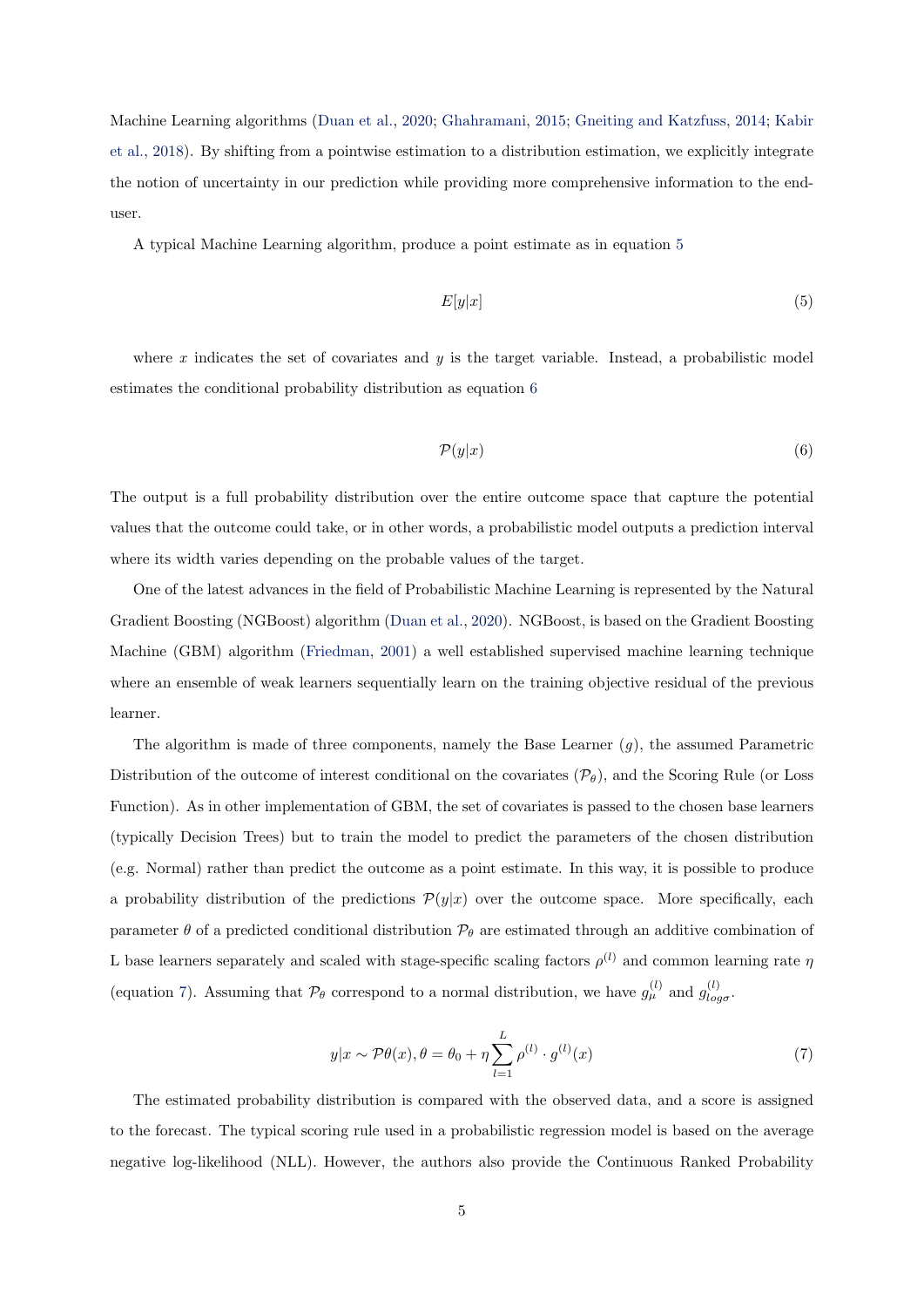Machine Learning algorithms (Duan et al., 2020; Ghahramani, 2015; Gneiting and Katzfuss, 2014; Kabir et al., 2018). By shifting from a pointwise estimation to a distribution estimation, we explicitly integrate the notion of uncertainty in our prediction while providing more comprehensive information to the end-user.

A typical Machine Learning algorithm, produce a point estimate as in equation 5

$$E[y|x] \tag{5}$$

where $x$ indicates the set of covariates and $y$ is the target variable. Instead, a probabilistic model estimates the conditional probability distribution as equation 6

$$\mathcal{P}(y|x) \tag{6}$$

The output is a full probability distribution over the entire outcome space that capture the potential values that the outcome could take, or in other words, a probabilistic model outputs a prediction interval where its width varies depending on the probable values of the target.

One of the latest advances in the field of Probabilistic Machine Learning is represented by the Natural Gradient Boosting (NGBoost) algorithm (Duan et al., 2020). NGBoost, is based on the Gradient Boosting Machine (GBM) algorithm (Friedman, 2001) a well established supervised machine learning technique where an ensemble of weak learners sequentially learn on the training objective residual of the previous learner.

The algorithm is made of three components, namely the Base Learner ($g$), the assumed Parametric Distribution of the outcome of interest conditional on the covariates ($\mathcal{P}_\theta$), and the Scoring Rule (or Loss Function). As in other implementation of GBM, the set of covariates is passed to the chosen base learners (typically Decision Trees) but to train the model to predict the parameters of the chosen distribution (e.g. Normal) rather than predict the outcome as a point estimate. In this way, it is possible to produce a probability distribution of the predictions $\mathcal{P}(y|x)$ over the outcome space. More specifically, each parameter $\theta$ of a predicted conditional distribution $\mathcal{P}_\theta$ are estimated through an additive combination of L base learners separately and scaled with stage-specific scaling factors $\rho^{(l)}$ and common learning rate $\eta$ (equation 7). Assuming that $\mathcal{P}_\theta$ correspond to a normal distribution, we have $g_{\mu}^{(l)}$ and $g_{log\sigma}^{(l)}$.

$$y|x \sim \mathcal{P}\theta(x), \theta = \theta_0 + \eta \sum_{l=1}^{L} \rho^{(l)} \cdot g^{(l)}(x) \tag{7}$$

The estimated probability distribution is compared with the observed data, and a score is assigned to the forecast. The typical scoring rule used in a probabilistic regression model is based on the average negative log-likelihood (NLL). However, the authors also provide the Continuous Ranked Probability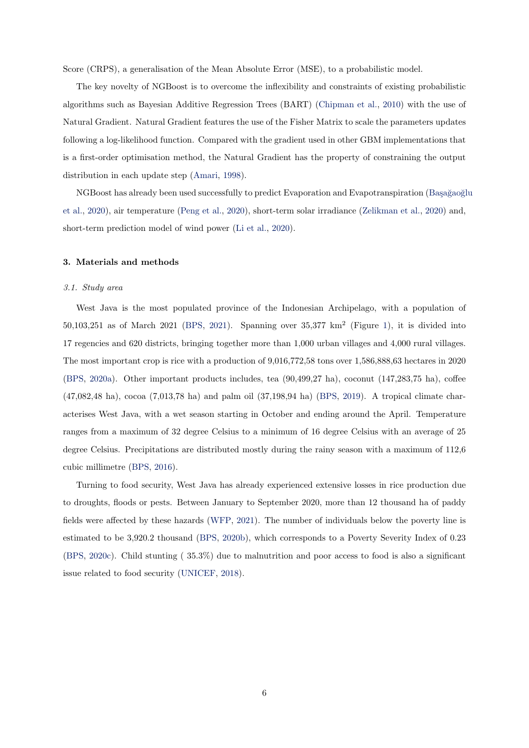Score (CRPS), a generalisation of the Mean Absolute Error (MSE), to a probabilistic model.

The key novelty of NGBoost is to overcome the inflexibility and constraints of existing probabilistic algorithms such as Bayesian Additive Regression Trees (BART) (Chipman et al., 2010) with the use of Natural Gradient. Natural Gradient features the use of the Fisher Matrix to scale the parameters updates following a log-likelihood function. Compared with the gradient used in other GBM implementations that is a first-order optimisation method, the Natural Gradient has the property of constraining the output distribution in each update step (Amari, 1998).

NGBoost has already been used successfully to predict Evaporation and Evapotranspiration (Başağaoğlu et al., 2020), air temperature (Peng et al., 2020), short-term solar irradiance (Zelikman et al., 2020) and, short-term prediction model of wind power (Li et al., 2020).

### 3. Materials and methods

#### *3.1. Study area*

West Java is the most populated province of the Indonesian Archipelago, with a population of 50,103,251 as of March 2021 (BPS, 2021). Spanning over 35,377 km$^2$ (Figure 1), it is divided into 17 regencies and 620 districts, bringing together more than 1,000 urban villages and 4,000 rural villages. The most important crop is rice with a production of 9,016,772,58 tons over 1,586,888,63 hectares in 2020 (BPS, 2020a). Other important products includes, tea (90,499,27 ha), coconut (147,283,75 ha), coffee (47,082,48 ha), cocoa (7,013,78 ha) and palm oil (37,198,94 ha) (BPS, 2019). A tropical climate characterises West Java, with a wet season starting in October and ending around the April. Temperature ranges from a maximum of 32 degree Celsius to a minimum of 16 degree Celsius with an average of 25 degree Celsius. Precipitations are distributed mostly during the rainy season with a maximum of 112,6 cubic millimetre (BPS, 2016).

Turning to food security, West Java has already experienced extensive losses in rice production due to droughts, floods or pests. Between January to September 2020, more than 12 thousand ha of paddy fields were affected by these hazards (WFP, 2021). The number of individuals below the poverty line is estimated to be 3,920.2 thousand (BPS, 2020b), which corresponds to a Poverty Severity Index of 0.23 (BPS, 2020c). Child stunting ( 35.3%) due to malnutrition and poor access to food is also a significant issue related to food security (UNICEF, 2018).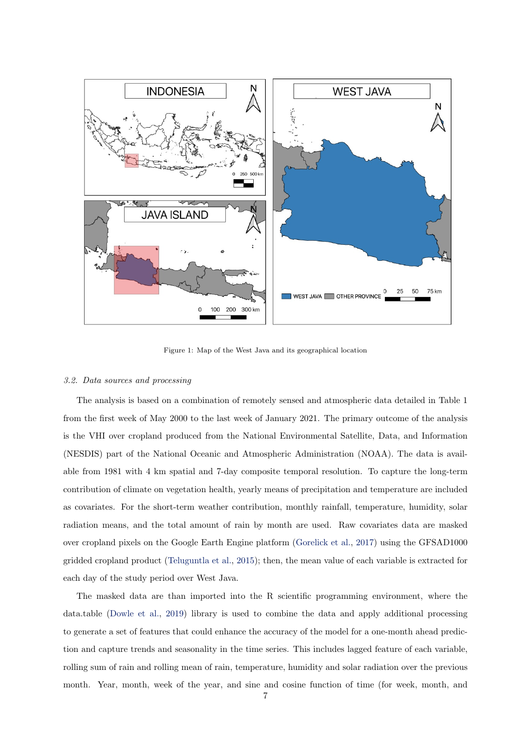Figure 1: Map of the West Java and its geographical location

### 3.2. Data sources and processing

The analysis is based on a combination of remotely sensed and atmospheric data detailed in Table 1 from the first week of May 2000 to the last week of January 2021. The primary outcome of the analysis is the VHI over cropland produced from the National Environmental Satellite, Data, and Information (NESDIS) part of the National Oceanic and Atmospheric Administration (NOAA). The data is available from 1981 with 4 km spatial and 7-day composite temporal resolution. To capture the long-term contribution of climate on vegetation health, yearly means of precipitation and temperature are included as covariates. For the short-term weather contribution, monthly rainfall, temperature, humidity, solar radiation means, and the total amount of rain by month are used. Raw covariates data are masked over cropland pixels on the Google Earth Engine platform (Gorelick et al., 2017) using the GFSAD1000 gridded cropland product (Teluguntla et al., 2015); then, the mean value of each variable is extracted for each day of the study period over West Java.

The masked data are than imported into the R scientific programming environment, where the data.table (Dowle et al., 2019) library is used to combine the data and apply additional processing to generate a set of features that could enhance the accuracy of the model for a one-month ahead prediction and capture trends and seasonality in the time series. This includes lagged feature of each variable, rolling sum of rain and rolling mean of rain, temperature, humidity and solar radiation over the previous month. Year, month, week of the year, and sine and cosine function of time (for week, month, and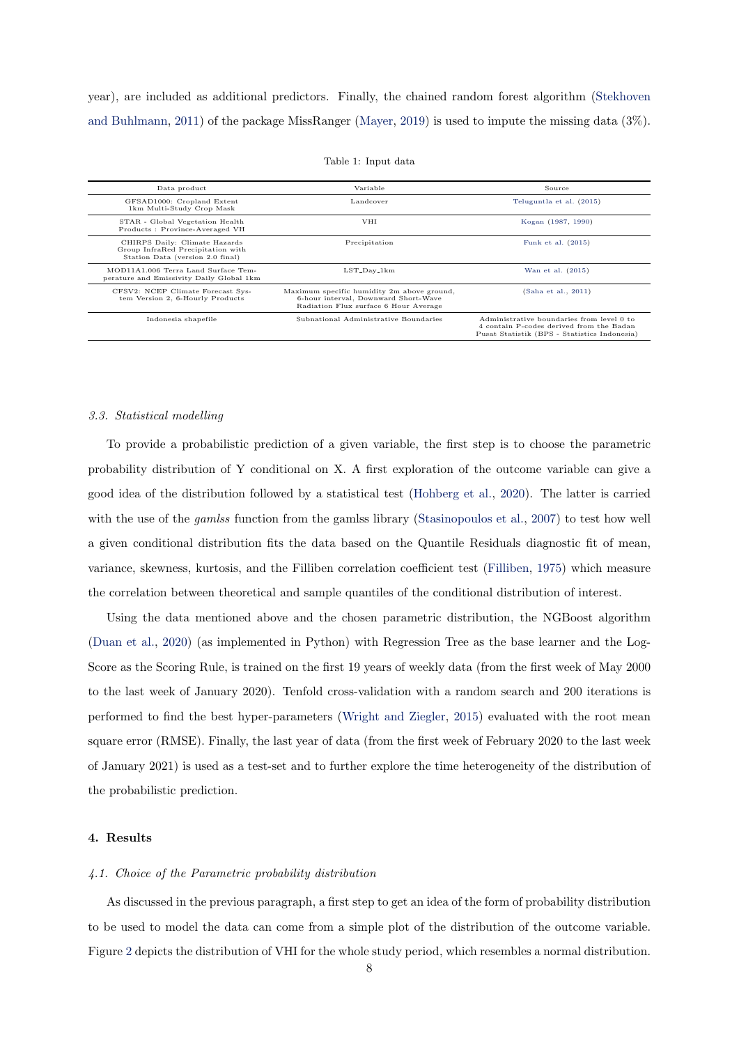year), are included as additional predictors. Finally, the chained random forest algorithm (Stekhoven and Buhlmann, 2011) of the package MissRanger (Mayer, 2019) is used to impute the missing data (3%).

Table 1: Input data

| Data product | Variable | Source |
|---|---|---|
| GFSAD1000: Cropland Extent 1km Multi-Study Crop Mask | Landcover | Teluguntla et al. (2015) |
| STAR - Global Vegetation Health Products : Province-Averaged VH | VHI | Kogan (1987, 1990) |
| CHIRPS Daily: Climate Hazards Group InfraRed Precipitation with Station Data (version 2.0 final) | Precipitation | Funk et al. (2015) |
| MOD11A1.006 Terra Land Surface Temperature and Emissivity Daily Global 1km | LST_Day_1km | Wan et al. (2015) |
| CFSV2: NCEP Climate Forecast System Version 2, 6-Hourly Products | Maximum specific humidity 2m above ground, 6-hour interval, Downward Short-Wave Radiation Flux surface 6 Hour Average | (Saha et al., 2011) |
| Indonesia shapefile | Subnational Administrative Boundaries | Administrative boundaries from level 0 to 4 contain P-codes derived from the Badan Pusat Statistik (BPS - Statistics Indonesia) |

### *3.3. Statistical modelling*

To provide a probabilistic prediction of a given variable, the first step is to choose the parametric probability distribution of Y conditional on X. A first exploration of the outcome variable can give a good idea of the distribution followed by a statistical test (Hohberg et al., 2020). The latter is carried with the use of the *gamlss* function from the gamlss library (Stasinopoulos et al., 2007) to test how well a given conditional distribution fits the data based on the Quantile Residuals diagnostic fit of mean, variance, skewness, kurtosis, and the Filliben correlation coefficient test (Filliben, 1975) which measure the correlation between theoretical and sample quantiles of the conditional distribution of interest.

Using the data mentioned above and the chosen parametric distribution, the NGBoost algorithm (Duan et al., 2020) (as implemented in Python) with Regression Tree as the base learner and the Log-Score as the Scoring Rule, is trained on the first 19 years of weekly data (from the first week of May 2000 to the last week of January 2020). Tenfold cross-validation with a random search and 200 iterations is performed to find the best hyper-parameters (Wright and Ziegler, 2015) evaluated with the root mean square error (RMSE). Finally, the last year of data (from the first week of February 2020 to the last week of January 2021) is used as a test-set and to further explore the time heterogeneity of the distribution of the probabilistic prediction.

## 4. Results

### *4.1. Choice of the Parametric probability distribution*

As discussed in the previous paragraph, a first step to get an idea of the form of probability distribution to be used to model the data can come from a simple plot of the distribution of the outcome variable. Figure 2 depicts the distribution of VHI for the whole study period, which resembles a normal distribution.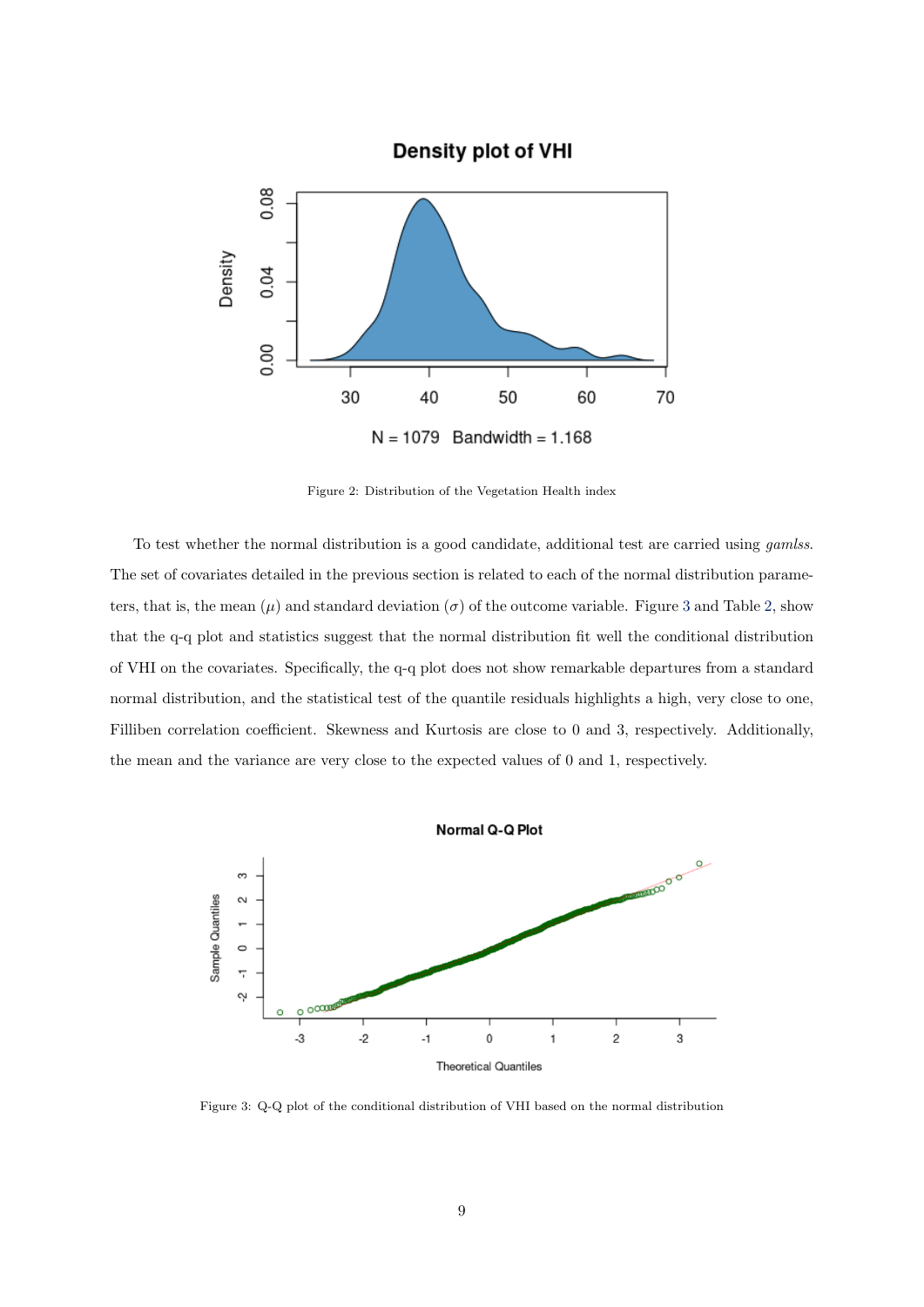Figure 2: Distribution of the Vegetation Health index

To test whether the normal distribution is a good candidate, additional test are carried using *gamlss*. The set of covariates detailed in the previous section is related to each of the normal distribution parameters, that is, the mean ($\mu$) and standard deviation ($\sigma$) of the outcome variable. Figure 3 and Table 2, show that the q-q plot and statistics suggest that the normal distribution fit well the conditional distribution of VHI on the covariates. Specifically, the q-q plot does not show remarkable departures from a standard normal distribution, and the statistical test of the quantile residuals highlights a high, very close to one, Filliben correlation coefficient. Skewness and Kurtosis are close to 0 and 3, respectively. Additionally, the mean and the variance are very close to the expected values of 0 and 1, respectively.

Figure 3: Q-Q plot of the conditional distribution of VHI based on the normal distribution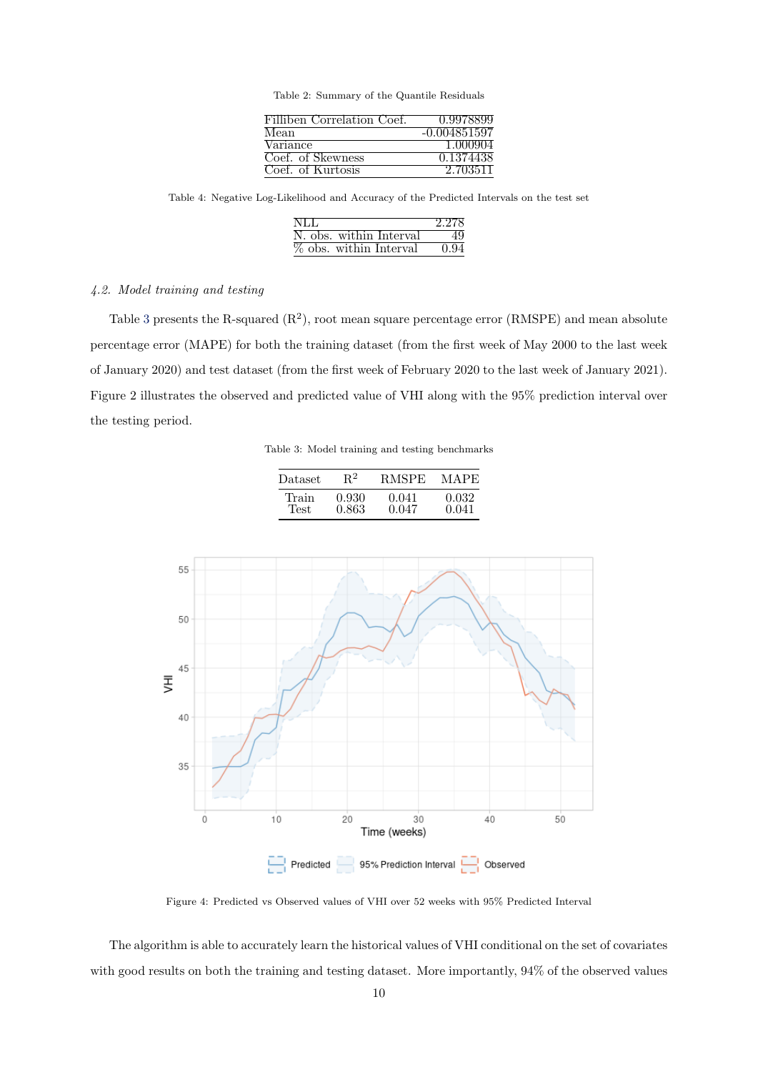Table 2: Summary of the Quantile Residuals

| | |
|---|---|
| Filliben Correlation Coef. | 0.9978899 |
| Mean | -0.004851597 |
| Variance | 1.000904 |
| Coef. of Skewness | 0.1374438 |
| Coef. of Kurtosis | 2.703511 |

Table 4: Negative Log-Likelihood and Accuracy of the Predicted Intervals on the test set

| | |
|---|---|
| NLL | 2.278 |
| N. obs. within Interval | 49 |
| % obs. within Interval | 0.94 |

### *4.2. Model training and testing*

Table 3 presents the R-squared ($R^2$), root mean square percentage error (RMSPE) and mean absolute percentage error (MAPE) for both the training dataset (from the first week of May 2000 to the last week of January 2020) and test dataset (from the first week of February 2020 to the last week of January 2021). Figure 2 illustrates the observed and predicted value of VHI along with the 95% prediction interval over the testing period.

Table 3: Model training and testing benchmarks

| Dataset | $R^2$ | RMSPE | MAPE |
|---|---|---|---|
| Train | 0.930 | 0.041 | 0.032 |
| Test | 0.863 | 0.047 | 0.041 |

Figure 4: Predicted vs Observed values of VHI over 52 weeks with 95% Predicted Interval

The algorithm is able to accurately learn the historical values of VHI conditional on the set of covariates with good results on both the training and testing dataset. More importantly, 94% of the observed values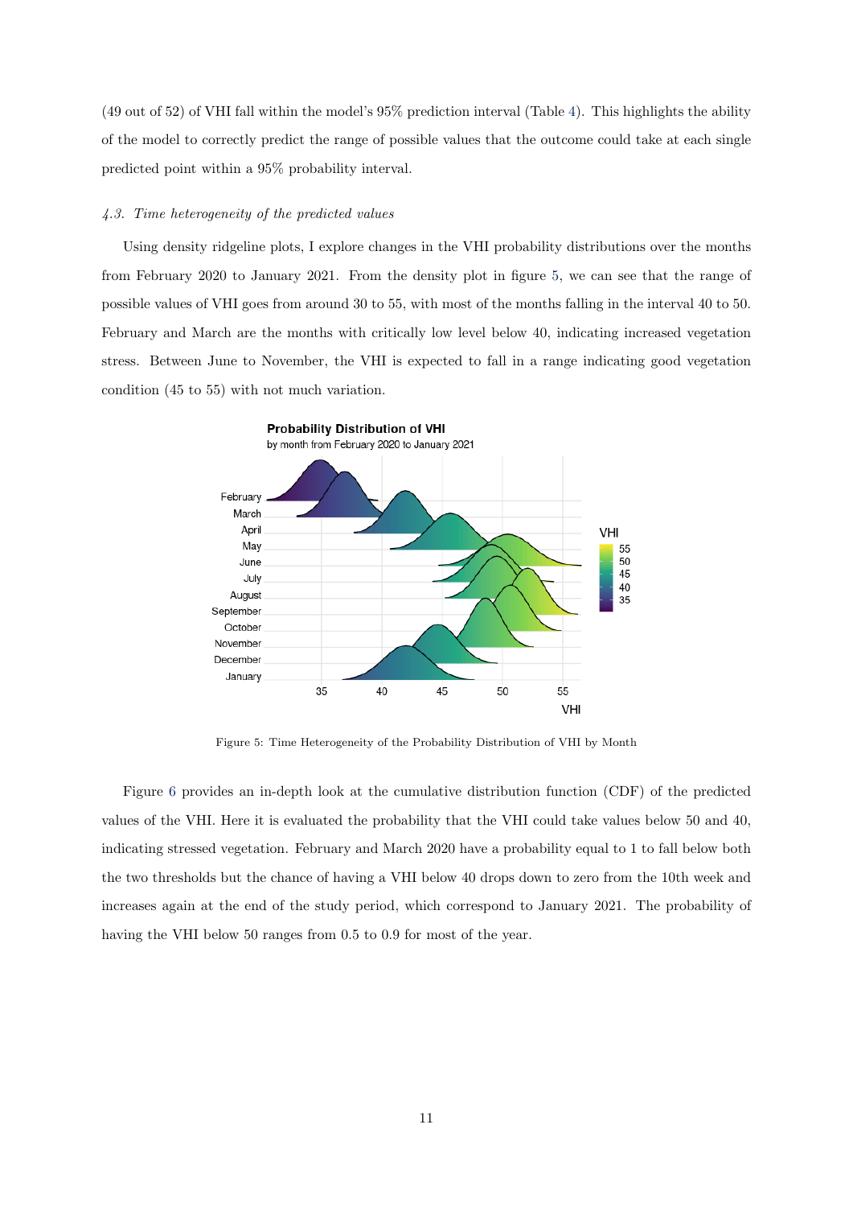(49 out of 52) of VHI fall within the model's 95% prediction interval (Table 4). This highlights the ability of the model to correctly predict the range of possible values that the outcome could take at each single predicted point within a 95% probability interval.

### *4.3. Time heterogeneity of the predicted values*

Using density ridgeline plots, I explore changes in the VHI probability distributions over the months from February 2020 to January 2021. From the density plot in figure 5, we can see that the range of possible values of VHI goes from around 30 to 55, with most of the months falling in the interval 40 to 50. February and March are the months with critically low level below 40, indicating increased vegetation stress. Between June to November, the VHI is expected to fall in a range indicating good vegetation condition (45 to 55) with not much variation.

Figure 5: Time Heterogeneity of the Probability Distribution of VHI by Month

Figure 6 provides an in-depth look at the cumulative distribution function (CDF) of the predicted values of the VHI. Here it is evaluated the probability that the VHI could take values below 50 and 40, indicating stressed vegetation. February and March 2020 have a probability equal to 1 to fall below both the two thresholds but the chance of having a VHI below 40 drops down to zero from the 10th week and increases again at the end of the study period, which correspond to January 2021. The probability of having the VHI below 50 ranges from 0.5 to 0.9 for most of the year.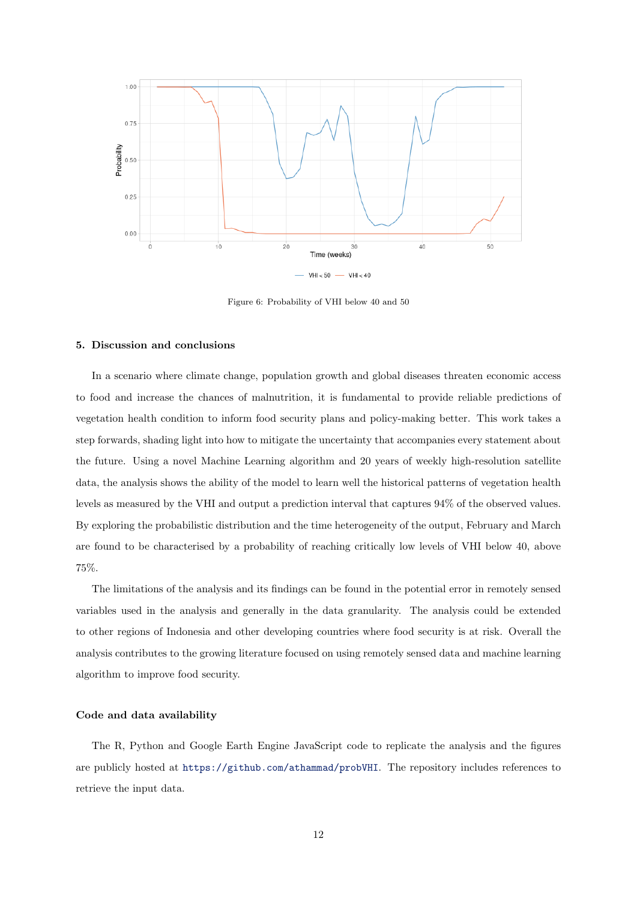Figure 6: Probability of VHI below 40 and 50

## 5. Discussion and conclusions

In a scenario where climate change, population growth and global diseases threaten economic access to food and increase the chances of malnutrition, it is fundamental to provide reliable predictions of vegetation health condition to inform food security plans and policy-making better. This work takes a step forwards, shading light into how to mitigate the uncertainty that accompanies every statement about the future. Using a novel Machine Learning algorithm and 20 years of weekly high-resolution satellite data, the analysis shows the ability of the model to learn well the historical patterns of vegetation health levels as measured by the VHI and output a prediction interval that captures 94% of the observed values. By exploring the probabilistic distribution and the time heterogeneity of the output, February and March are found to be characterised by a probability of reaching critically low levels of VHI below 40, above 75%.

The limitations of the analysis and its findings can be found in the potential error in remotely sensed variables used in the analysis and generally in the data granularity. The analysis could be extended to other regions of Indonesia and other developing countries where food security is at risk. Overall the analysis contributes to the growing literature focused on using remotely sensed data and machine learning algorithm to improve food security.

### Code and data availability

The R, Python and Google Earth Engine JavaScript code to replicate the analysis and the figures are publicly hosted at https://github.com/athammad/probVHI. The repository includes references to retrieve the input data.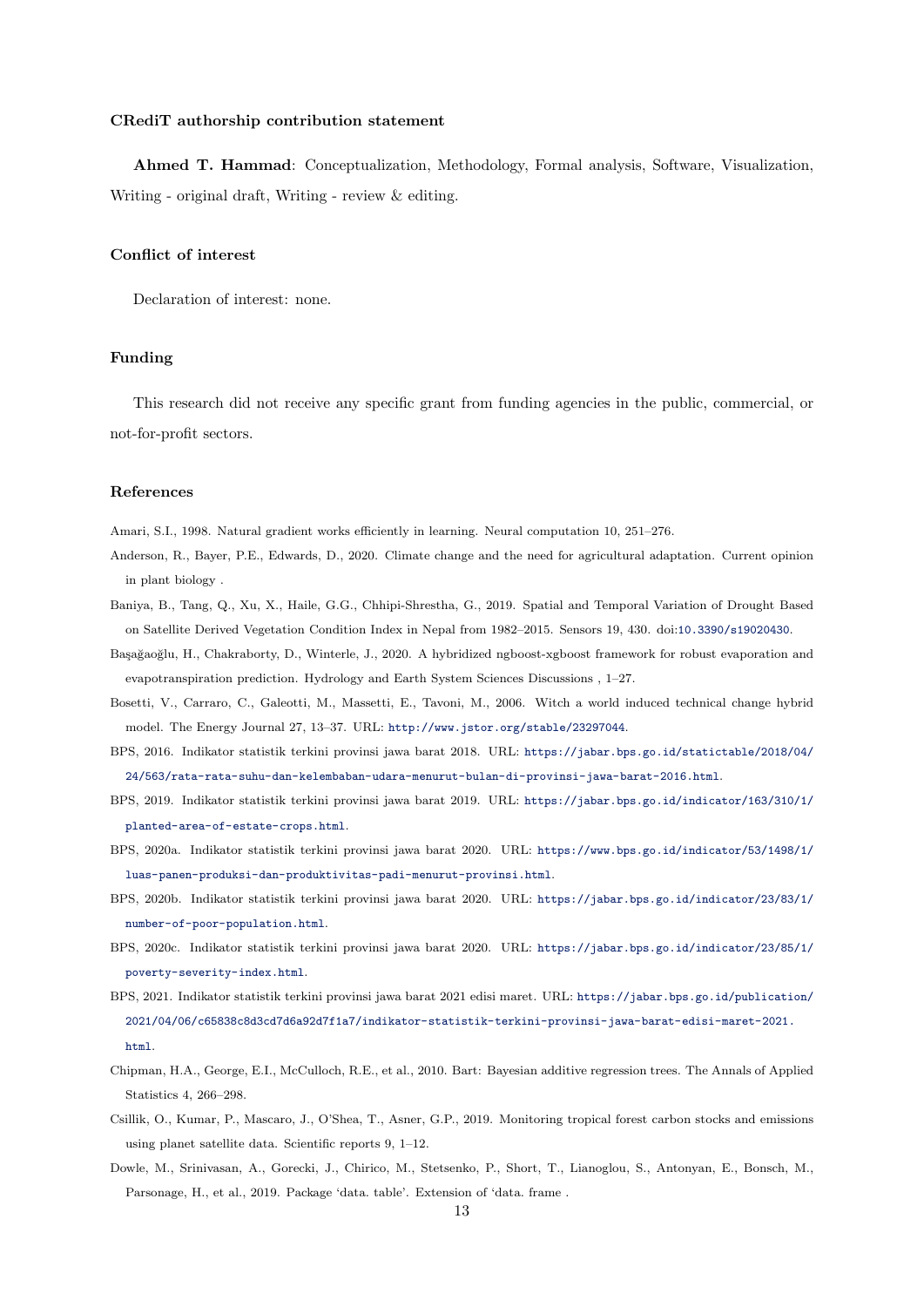## CRediT authorship contribution statement

**Ahmed T. Hammad**: Conceptualization, Methodology, Formal analysis, Software, Visualization, Writing - original draft, Writing - review & editing.

## Conflict of interest

Declaration of interest: none.

## Funding

This research did not receive any specific grant from funding agencies in the public, commercial, or not-for-profit sectors.

## References

Amari, S.I., 1998. Natural gradient works efficiently in learning. Neural computation 10, 251–276.

Anderson, R., Bayer, P.E., Edwards, D., 2020. Climate change and the need for agricultural adaptation. Current opinion in plant biology .

Baniya, B., Tang, Q., Xu, X., Haile, G.G., Chhipi-Shrestha, G., 2019. Spatial and Temporal Variation of Drought Based on Satellite Derived Vegetation Condition Index in Nepal from 1982–2015. Sensors 19, 430. doi:10.3390/s19020430.

Başağaoğlu, H., Chakraborty, D., Winterle, J., 2020. A hybridized ngboost-xgboost framework for robust evaporation and evapotranspiration prediction. Hydrology and Earth System Sciences Discussions , 1–27.

Bosetti, V., Carraro, C., Galeotti, M., Massetti, E., Tavoni, M., 2006. Witch a world induced technical change hybrid model. The Energy Journal 27, 13–37. URL: http://www.jstor.org/stable/23297044.

BPS, 2016. Indikator statistik terkini provinsi jawa barat 2018. URL: https://jabar.bps.go.id/statictable/2018/04/24/563/rata-rata-suhu-dan-kelembaban-udara-menurut-bulan-di-provinsi-jawa-barat-2016.html.

BPS, 2019. Indikator statistik terkini provinsi jawa barat 2019. URL: https://jabar.bps.go.id/indicator/163/310/1/planted-area-of-estate-crops.html.

BPS, 2020a. Indikator statistik terkini provinsi jawa barat 2020. URL: https://www.bps.go.id/indicator/53/1498/1/luas-panen-produksi-dan-produktivitas-padi-menurut-provinsi.html.

BPS, 2020b. Indikator statistik terkini provinsi jawa barat 2020. URL: https://jabar.bps.go.id/indicator/23/83/1/number-of-poor-population.html.

BPS, 2020c. Indikator statistik terkini provinsi jawa barat 2020. URL: https://jabar.bps.go.id/indicator/23/85/1/poverty-severity-index.html.

BPS, 2021. Indikator statistik terkini provinsi jawa barat 2021 edisi maret. URL: https://jabar.bps.go.id/publication/2021/04/06/c65838c8d3cd7d6a92d7f1a7/indikator-statistik-terkini-provinsi-jawa-barat-edisi-maret-2021.html.

Chipman, H.A., George, E.I., McCulloch, R.E., et al., 2010. Bart: Bayesian additive regression trees. The Annals of Applied Statistics 4, 266–298.

Csillik, O., Kumar, P., Mascaro, J., O'Shea, T., Asner, G.P., 2019. Monitoring tropical forest carbon stocks and emissions using planet satellite data. Scientific reports 9, 1–12.

Dowle, M., Srinivasan, A., Gorecki, J., Chirico, M., Stetsenko, P., Short, T., Lianoglou, S., Antonyan, E., Bonsch, M., Parsonage, H., et al., 2019. Package 'data. table'. Extension of 'data. frame .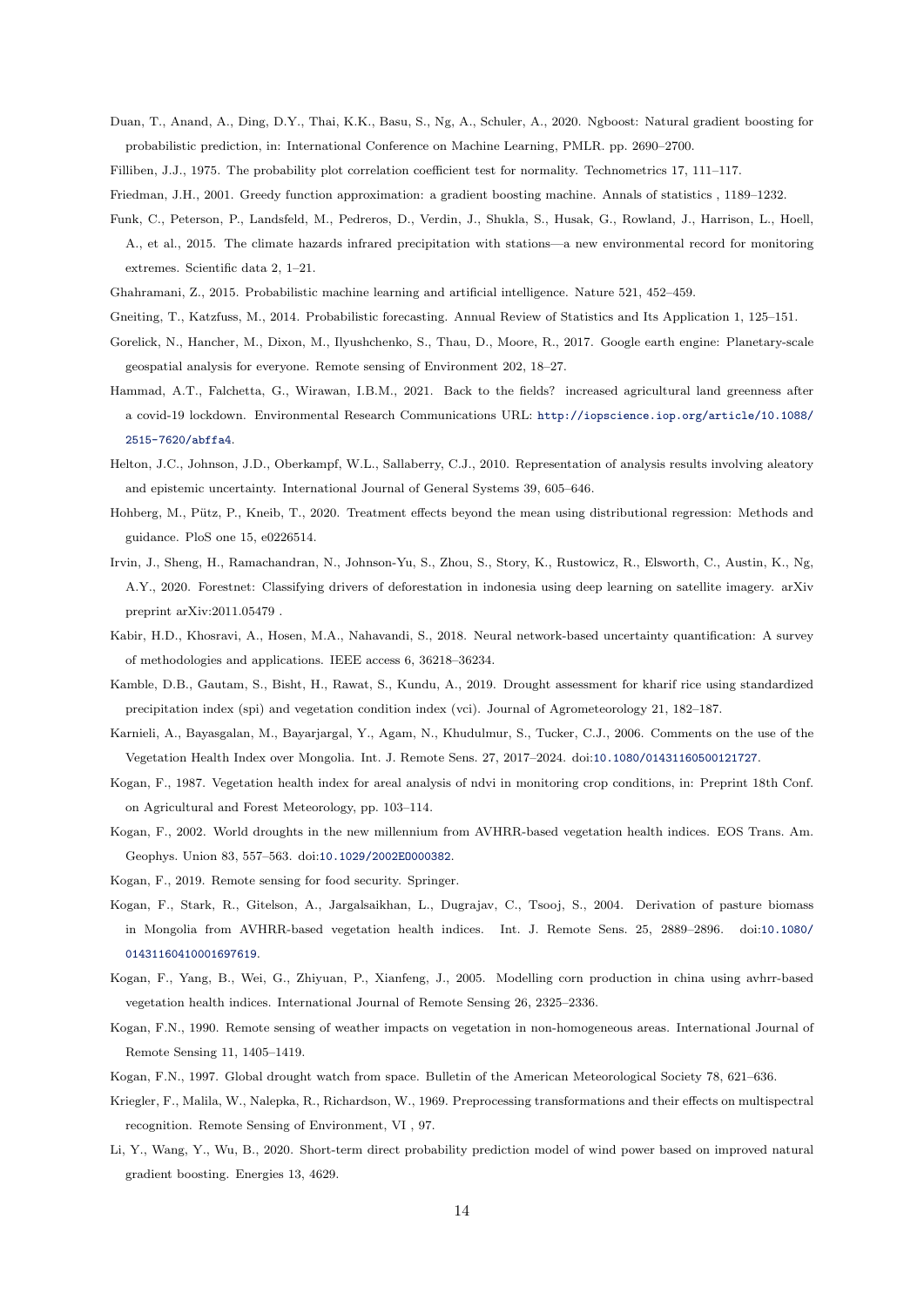Duan, T., Anand, A., Ding, D.Y., Thai, K.K., Basu, S., Ng, A., Schuler, A., 2020. Ngboost: Natural gradient boosting for probabilistic prediction, in: International Conference on Machine Learning, PMLR. pp. 2690–2700.

Filliben, J.J., 1975. The probability plot correlation coefficient test for normality. Technometrics 17, 111–117.

Friedman, J.H., 2001. Greedy function approximation: a gradient boosting machine. Annals of statistics , 1189–1232.

Funk, C., Peterson, P., Landsfeld, M., Pedreros, D., Verdin, J., Shukla, S., Husak, G., Rowland, J., Harrison, L., Hoell, A., et al., 2015. The climate hazards infrared precipitation with stations—a new environmental record for monitoring extremes. Scientific data 2, 1–21.

Ghahramani, Z., 2015. Probabilistic machine learning and artificial intelligence. Nature 521, 452–459.

Gneiting, T., Katzfuss, M., 2014. Probabilistic forecasting. Annual Review of Statistics and Its Application 1, 125–151.

Gorelick, N., Hancher, M., Dixon, M., Ilyushchenko, S., Thau, D., Moore, R., 2017. Google earth engine: Planetary-scale geospatial analysis for everyone. Remote sensing of Environment 202, 18–27.

Hammad, A.T., Falchetta, G., Wirawan, I.B.M., 2021. Back to the fields? increased agricultural land greenness after a covid-19 lockdown. Environmental Research Communications URL: http://iopscience.iop.org/article/10.1088/2515-7620/abffa4.

Helton, J.C., Johnson, J.D., Oberkampf, W.L., Sallaberry, C.J., 2010. Representation of analysis results involving aleatory and epistemic uncertainty. International Journal of General Systems 39, 605–646.

Hohberg, M., Pütz, P., Kneib, T., 2020. Treatment effects beyond the mean using distributional regression: Methods and guidance. PloS one 15, e0226514.

Irvin, J., Sheng, H., Ramachandran, N., Johnson-Yu, S., Zhou, S., Story, K., Rustowicz, R., Elsworth, C., Austin, K., Ng, A.Y., 2020. Forestnet: Classifying drivers of deforestation in indonesia using deep learning on satellite imagery. arXiv preprint arXiv:2011.05479 .

Kabir, H.D., Khosravi, A., Hosen, M.A., Nahavandi, S., 2018. Neural network-based uncertainty quantification: A survey of methodologies and applications. IEEE access 6, 36218–36234.

Kamble, D.B., Gautam, S., Bisht, H., Rawat, S., Kundu, A., 2019. Drought assessment for kharif rice using standardized precipitation index (spi) and vegetation condition index (vci). Journal of Agrometeorology 21, 182–187.

Karnieli, A., Bayasgalan, M., Bayarjargal, Y., Agam, N., Khudulmur, S., Tucker, C.J., 2006. Comments on the use of the Vegetation Health Index over Mongolia. Int. J. Remote Sens. 27, 2017–2024. doi:10.1080/01431160500121727.

Kogan, F., 1987. Vegetation health index for areal analysis of ndvi in monitoring crop conditions, in: Preprint 18th Conf. on Agricultural and Forest Meteorology, pp. 103–114.

Kogan, F., 2002. World droughts in the new millennium from AVHRR-based vegetation health indices. EOS Trans. Am. Geophys. Union 83, 557–563. doi:10.1029/2002EO000382.

Kogan, F., 2019. Remote sensing for food security. Springer.

Kogan, F., Stark, R., Gitelson, A., Jargalsaikhan, L., Dugrajav, C., Tsooj, S., 2004. Derivation of pasture biomass in Mongolia from AVHRR-based vegetation health indices. Int. J. Remote Sens. 25, 2889–2896. doi:10.1080/01431160410001697619.

Kogan, F., Yang, B., Wei, G., Zhiyuan, P., Xianfeng, J., 2005. Modelling corn production in china using avhrr-based vegetation health indices. International Journal of Remote Sensing 26, 2325–2336.

Kogan, F.N., 1990. Remote sensing of weather impacts on vegetation in non-homogeneous areas. International Journal of Remote Sensing 11, 1405–1419.

Kogan, F.N., 1997. Global drought watch from space. Bulletin of the American Meteorological Society 78, 621–636.

Kriegler, F., Malila, W., Nalepka, R., Richardson, W., 1969. Preprocessing transformations and their effects on multispectral recognition. Remote Sensing of Environment, VI , 97.

Li, Y., Wang, Y., Wu, B., 2020. Short-term direct probability prediction model of wind power based on improved natural gradient boosting. Energies 13, 4629.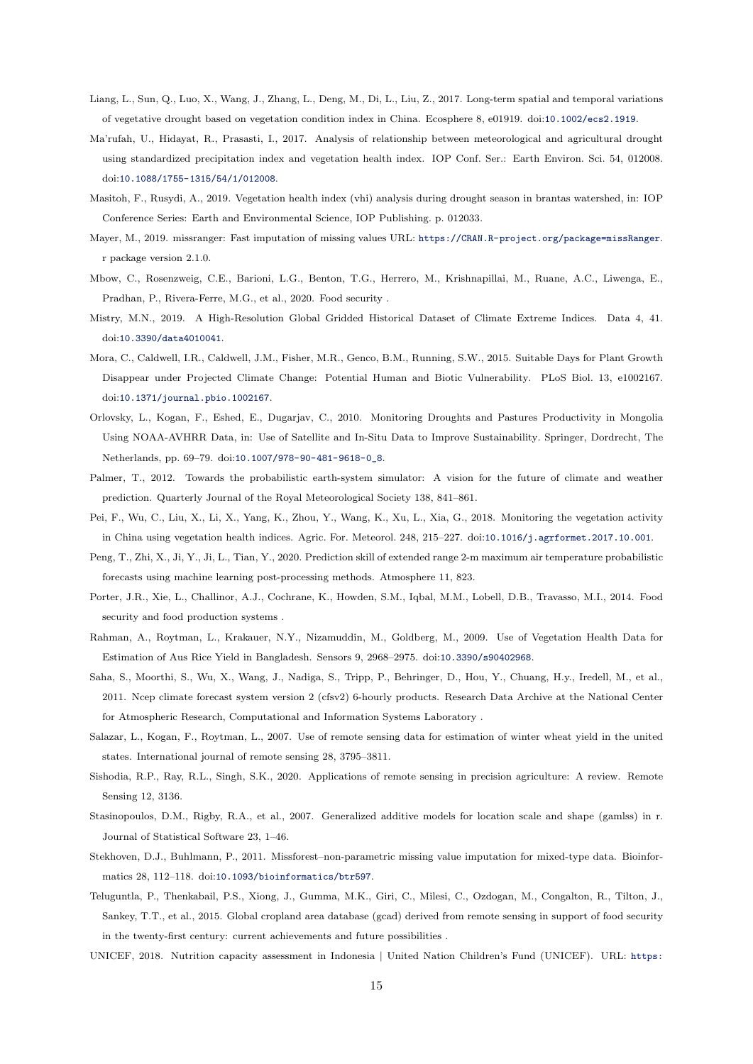Liang, L., Sun, Q., Luo, X., Wang, J., Zhang, L., Deng, M., Di, L., Liu, Z., 2017. Long-term spatial and temporal variations of vegetative drought based on vegetation condition index in China. Ecosphere 8, e01919. doi:10.1002/ecs2.1919.

Ma'rufah, U., Hidayat, R., Prasasti, I., 2017. Analysis of relationship between meteorological and agricultural drought using standardized precipitation index and vegetation health index. IOP Conf. Ser.: Earth Environ. Sci. 54, 012008. doi:10.1088/1755-1315/54/1/012008.

Masitoh, F., Rusydi, A., 2019. Vegetation health index (vhi) analysis during drought season in brantas watershed, in: IOP Conference Series: Earth and Environmental Science, IOP Publishing. p. 012033.

Mayer, M., 2019. missranger: Fast imputation of missing values URL: https://CRAN.R-project.org/package=missRanger. r package version 2.1.0.

Mbow, C., Rosenzweig, C.E., Barioni, L.G., Benton, T.G., Herrero, M., Krishnapillai, M., Ruane, A.C., Liwenga, E., Pradhan, P., Rivera-Ferre, M.G., et al., 2020. Food security .

Mistry, M.N., 2019. A High-Resolution Global Gridded Historical Dataset of Climate Extreme Indices. Data 4, 41. doi:10.3390/data4010041.

Mora, C., Caldwell, I.R., Caldwell, J.M., Fisher, M.R., Genco, B.M., Running, S.W., 2015. Suitable Days for Plant Growth Disappear under Projected Climate Change: Potential Human and Biotic Vulnerability. PLoS Biol. 13, e1002167. doi:10.1371/journal.pbio.1002167.

Orlovsky, L., Kogan, F., Eshed, E., Dugarjav, C., 2010. Monitoring Droughts and Pastures Productivity in Mongolia Using NOAA-AVHRR Data, in: Use of Satellite and In-Situ Data to Improve Sustainability. Springer, Dordrecht, The Netherlands, pp. 69–79. doi:10.1007/978-90-481-9618-0_8.

Palmer, T., 2012. Towards the probabilistic earth-system simulator: A vision for the future of climate and weather prediction. Quarterly Journal of the Royal Meteorological Society 138, 841–861.

Pei, F., Wu, C., Liu, X., Li, X., Yang, K., Zhou, Y., Wang, K., Xu, L., Xia, G., 2018. Monitoring the vegetation activity in China using vegetation health indices. Agric. For. Meteorol. 248, 215–227. doi:10.1016/j.agrformet.2017.10.001.

Peng, T., Zhi, X., Ji, Y., Ji, L., Tian, Y., 2020. Prediction skill of extended range 2-m maximum air temperature probabilistic forecasts using machine learning post-processing methods. Atmosphere 11, 823.

Porter, J.R., Xie, L., Challinor, A.J., Cochrane, K., Howden, S.M., Iqbal, M.M., Lobell, D.B., Travasso, M.I., 2014. Food security and food production systems .

Rahman, A., Roytman, L., Krakauer, N.Y., Nizamuddin, M., Goldberg, M., 2009. Use of Vegetation Health Data for Estimation of Aus Rice Yield in Bangladesh. Sensors 9, 2968–2975. doi:10.3390/s90402968.

Saha, S., Moorthi, S., Wu, X., Wang, J., Nadiga, S., Tripp, P., Behringer, D., Hou, Y., Chuang, H.y., Iredell, M., et al., 2011. Ncep climate forecast system version 2 (cfsv2) 6-hourly products. Research Data Archive at the National Center for Atmospheric Research, Computational and Information Systems Laboratory .

Salazar, L., Kogan, F., Roytman, L., 2007. Use of remote sensing data for estimation of winter wheat yield in the united states. International journal of remote sensing 28, 3795–3811.

Sishodia, R.P., Ray, R.L., Singh, S.K., 2020. Applications of remote sensing in precision agriculture: A review. Remote Sensing 12, 3136.

Stasinopoulos, D.M., Rigby, R.A., et al., 2007. Generalized additive models for location scale and shape (gamlss) in r. Journal of Statistical Software 23, 1–46.

Stekhoven, D.J., Buhlmann, P., 2011. Missforest–non-parametric missing value imputation for mixed-type data. Bioinformatics 28, 112–118. doi:10.1093/bioinformatics/btr597.

Teluguntla, P., Thenkabail, P.S., Xiong, J., Gumma, M.K., Giri, C., Milesi, C., Ozdogan, M., Congalton, R., Tilton, J., Sankey, T.T., et al., 2015. Global cropland area database (gcad) derived from remote sensing in support of food security in the twenty-first century: current achievements and future possibilities .

UNICEF, 2018. Nutrition capacity assessment in Indonesia | United Nation Children's Fund (UNICEF). URL: https: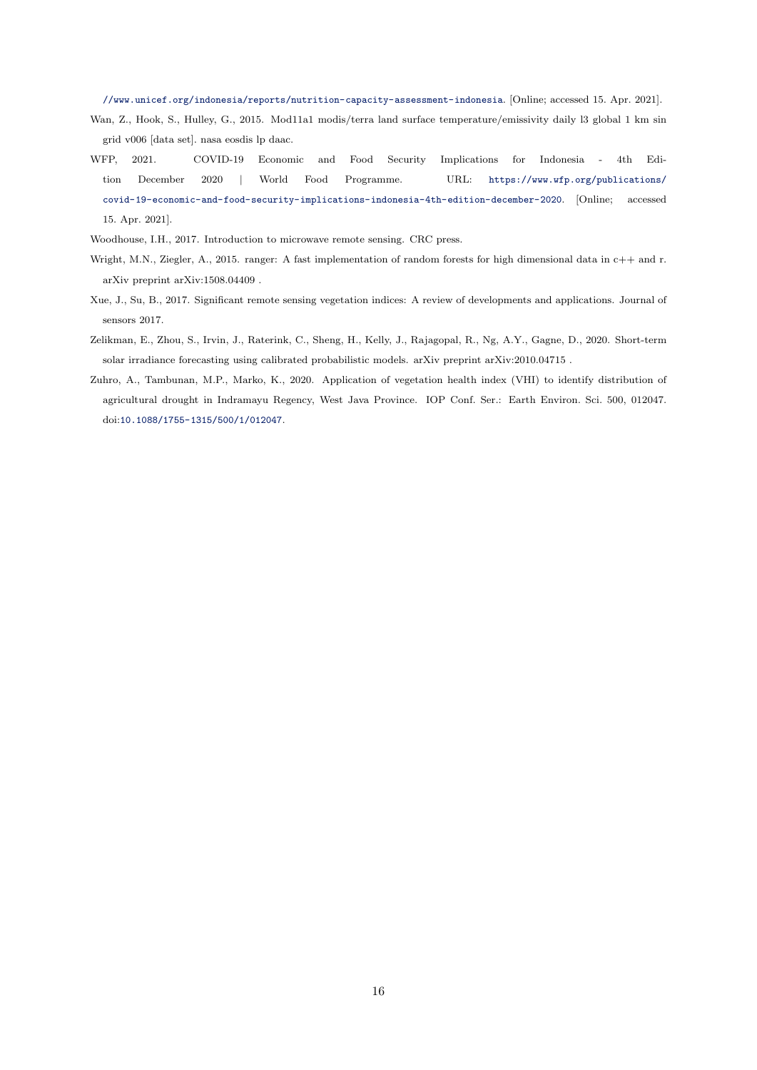//www.unicef.org/indonesia/reports/nutrition-capacity-assessment-indonesia. [Online; accessed 15. Apr. 2021].

Wan, Z., Hook, S., Hulley, G., 2015. Mod11a1 modis/terra land surface temperature/emissivity daily l3 global 1 km sin grid v006 [data set]. nasa eosdis lp daac.

WFP, 2021. COVID-19 Economic and Food Security Implications for Indonesia - 4th Edition December 2020 | World Food Programme. URL: https://www.wfp.org/publications/covid-19-economic-and-food-security-implications-indonesia-4th-edition-december-2020. [Online; accessed 15. Apr. 2021].

Woodhouse, I.H., 2017. Introduction to microwave remote sensing. CRC press.

Wright, M.N., Ziegler, A., 2015. ranger: A fast implementation of random forests for high dimensional data in c++ and r. arXiv preprint arXiv:1508.04409 .

Xue, J., Su, B., 2017. Significant remote sensing vegetation indices: A review of developments and applications. Journal of sensors 2017.

Zelikman, E., Zhou, S., Irvin, J., Raterink, C., Sheng, H., Kelly, J., Rajagopal, R., Ng, A.Y., Gagne, D., 2020. Short-term solar irradiance forecasting using calibrated probabilistic models. arXiv preprint arXiv:2010.04715 .

Zuhro, A., Tambunan, M.P., Marko, K., 2020. Application of vegetation health index (VHI) to identify distribution of agricultural drought in Indramayu Regency, West Java Province. IOP Conf. Ser.: Earth Environ. Sci. 500, 012047. doi:10.1088/1755-1315/500/1/012047.